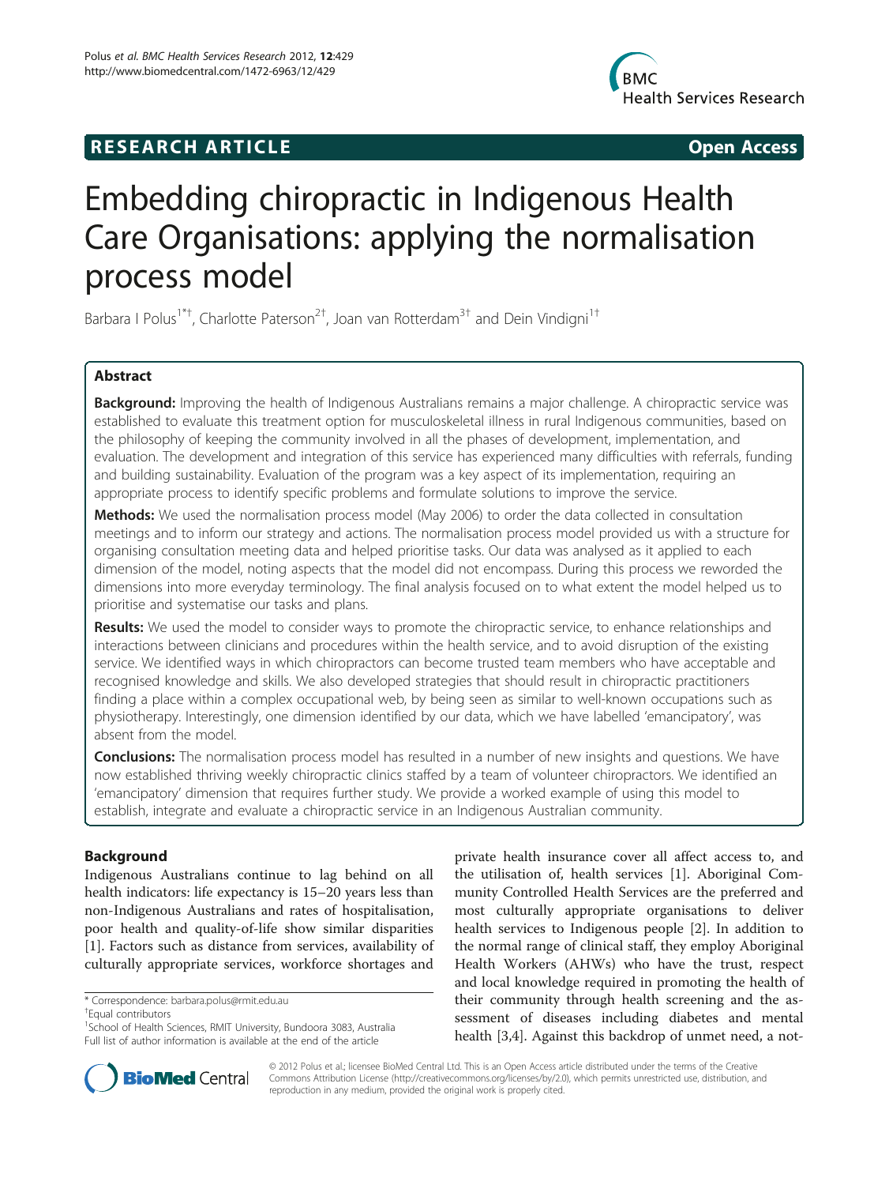**RESEARCH ARTICLE** **Open Access**

# Embedding chiropractic in Indigenous Health Care Organisations: applying the normalisation process model

Barbara I Polus[1*†], Charlotte Paterson[2†], Joan van Rotterdam[3†] and Dein Vindigni[1†]

## Abstract

**Background:** Improving the health of Indigenous Australians remains a major challenge. A chiropractic service was established to evaluate this treatment option for musculoskeletal illness in rural Indigenous communities, based on the philosophy of keeping the community involved in all the phases of development, implementation, and evaluation. The development and integration of this service has experienced many difficulties with referrals, funding and building sustainability. Evaluation of the program was a key aspect of its implementation, requiring an appropriate process to identify specific problems and formulate solutions to improve the service.

**Methods:** We used the normalisation process model (May 2006) to order the data collected in consultation meetings and to inform our strategy and actions. The normalisation process model provided us with a structure for organising consultation meeting data and helped prioritise tasks. Our data was analysed as it applied to each dimension of the model, noting aspects that the model did not encompass. During this process we reworded the dimensions into more everyday terminology. The final analysis focused on to what extent the model helped us to prioritise and systematise our tasks and plans.

**Results:** We used the model to consider ways to promote the chiropractic service, to enhance relationships and interactions between clinicians and procedures within the health service, and to avoid disruption of the existing service. We identified ways in which chiropractors can become trusted team members who have acceptable and recognised knowledge and skills. We also developed strategies that should result in chiropractic practitioners finding a place within a complex occupational web, by being seen as similar to well-known occupations such as physiotherapy. Interestingly, one dimension identified by our data, which we have labelled 'emancipatory', was absent from the model.

**Conclusions:** The normalisation process model has resulted in a number of new insights and questions. We have now established thriving weekly chiropractic clinics staffed by a team of volunteer chiropractors. We identified an 'emancipatory' dimension that requires further study. We provide a worked example of using this model to establish, integrate and evaluate a chiropractic service in an Indigenous Australian community.

## Background

Indigenous Australians continue to lag behind on all health indicators: life expectancy is 15–20 years less than non-Indigenous Australians and rates of hospitalisation, poor health and quality-of-life show similar disparities [1]. Factors such as distance from services, availability of culturally appropriate services, workforce shortages and private health insurance cover all affect access to, and the utilisation of, health services [1]. Aboriginal Community Controlled Health Services are the preferred and most culturally appropriate organisations to deliver health services to Indigenous people [2]. In addition to the normal range of clinical staff, they employ Aboriginal Health Workers (AHWs) who have the trust, respect and local knowledge required in promoting the health of their community through health screening and the assessment of diseases including diabetes and mental health [3,4]. Against this backdrop of unmet need, a not-

\* Correspondence: barbara.polus@rmit.edu.au

†Equal contributors

[1]School of Health Sciences, RMIT University, Bundoora 3083, Australia

Full list of author information is available at the end of the article

© 2012 Polus et al.; licensee BioMed Central Ltd. This is an Open Access article distributed under the terms of the Creative Commons Attribution License (http://creativecommons.org/licenses/by/2.0), which permits unrestricted use, distribution, and reproduction in any medium, provided the original work is properly cited.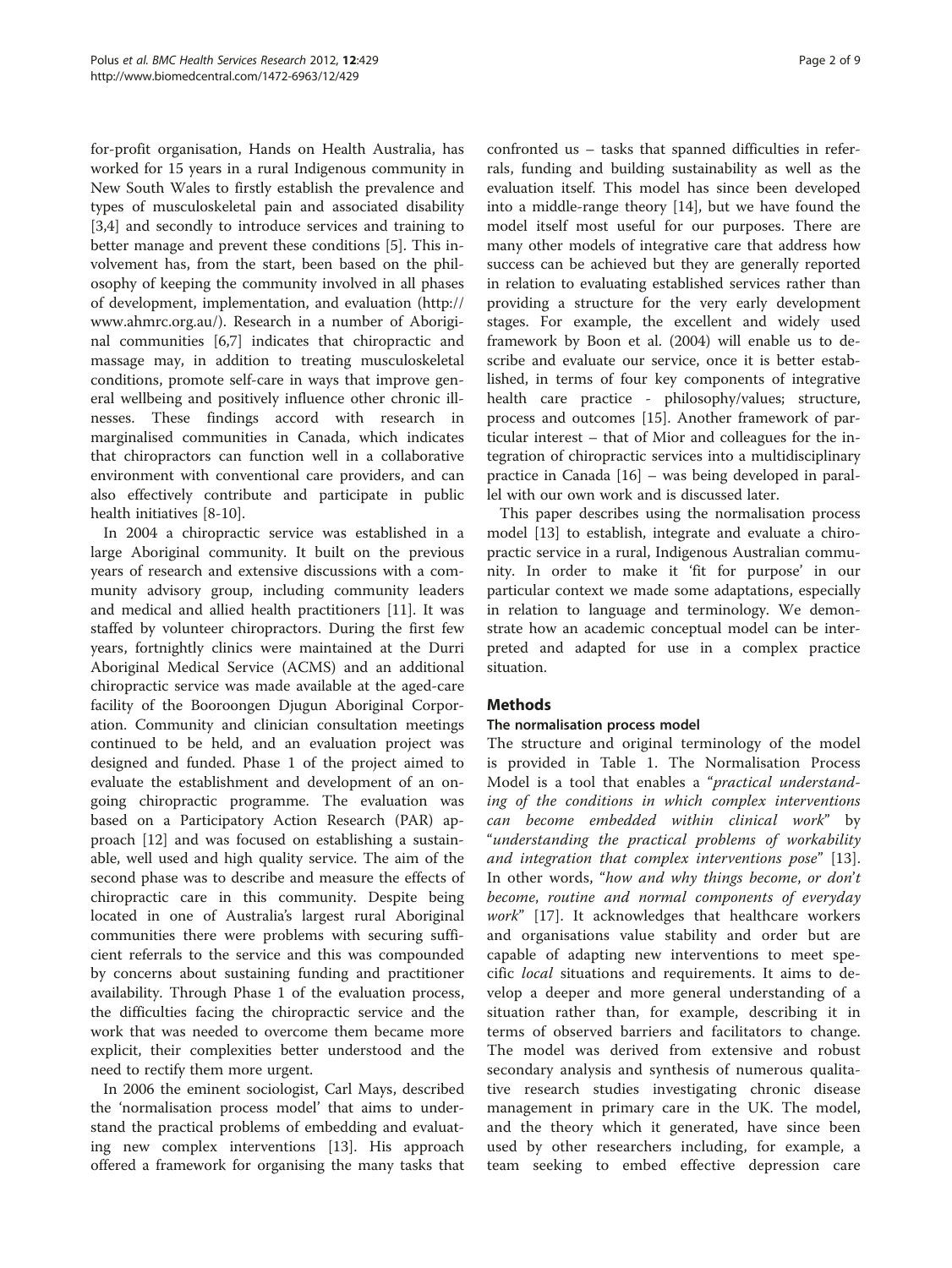for-profit organisation, Hands on Health Australia, has worked for 15 years in a rural Indigenous community in New South Wales to firstly establish the prevalence and types of musculoskeletal pain and associated disability [3,4] and secondly to introduce services and training to better manage and prevent these conditions [5]. This involvement has, from the start, been based on the philosophy of keeping the community involved in all phases of development, implementation, and evaluation (http://www.ahmrc.org.au/). Research in a number of Aboriginal communities [6,7] indicates that chiropractic and massage may, in addition to treating musculoskeletal conditions, promote self-care in ways that improve general wellbeing and positively influence other chronic illnesses. These findings accord with research in marginalised communities in Canada, which indicates that chiropractors can function well in a collaborative environment with conventional care providers, and can also effectively contribute and participate in public health initiatives [8-10].

In 2004 a chiropractic service was established in a large Aboriginal community. It built on the previous years of research and extensive discussions with a community advisory group, including community leaders and medical and allied health practitioners [11]. It was staffed by volunteer chiropractors. During the first few years, fortnightly clinics were maintained at the Durri Aboriginal Medical Service (ACMS) and an additional chiropractic service was made available at the aged-care facility of the Booroongen Djugun Aboriginal Corporation. Community and clinician consultation meetings continued to be held, and an evaluation project was designed and funded. Phase 1 of the project aimed to evaluate the establishment and development of an ongoing chiropractic programme. The evaluation was based on a Participatory Action Research (PAR) approach [12] and was focused on establishing a sustainable, well used and high quality service. The aim of the second phase was to describe and measure the effects of chiropractic care in this community. Despite being located in one of Australia's largest rural Aboriginal communities there were problems with securing sufficient referrals to the service and this was compounded by concerns about sustaining funding and practitioner availability. Through Phase 1 of the evaluation process, the difficulties facing the chiropractic service and the work that was needed to overcome them became more explicit, their complexities better understood and the need to rectify them more urgent.

In 2006 the eminent sociologist, Carl Mays, described the 'normalisation process model' that aims to understand the practical problems of embedding and evaluating new complex interventions [13]. His approach offered a framework for organising the many tasks that confronted us – tasks that spanned difficulties in referrals, funding and building sustainability as well as the evaluation itself. This model has since been developed into a middle-range theory [14], but we have found the model itself most useful for our purposes. There are many other models of integrative care that address how success can be achieved but they are generally reported in relation to evaluating established services rather than providing a structure for the very early development stages. For example, the excellent and widely used framework by Boon et al. (2004) will enable us to describe and evaluate our service, once it is better established, in terms of four key components of integrative health care practice - philosophy/values; structure, process and outcomes [15]. Another framework of particular interest – that of Mior and colleagues for the integration of chiropractic services into a multidisciplinary practice in Canada [16] – was being developed in parallel with our own work and is discussed later.

This paper describes using the normalisation process model [13] to establish, integrate and evaluate a chiropractic service in a rural, Indigenous Australian community. In order to make it 'fit for purpose' in our particular context we made some adaptations, especially in relation to language and terminology. We demonstrate how an academic conceptual model can be interpreted and adapted for use in a complex practice situation.

## Methods

### The normalisation process model

The structure and original terminology of the model is provided in Table 1. The Normalisation Process Model is a tool that enables a "*practical understanding of the conditions in which complex interventions can become embedded within clinical work*" by "*understanding the practical problems of workability and integration that complex interventions pose*" [13]. In other words, "*how and why things become, or don't become, routine and normal components of everyday work*" [17]. It acknowledges that healthcare workers and organisations value stability and order but are capable of adapting new interventions to meet specific *local* situations and requirements. It aims to develop a deeper and more general understanding of a situation rather than, for example, describing it in terms of observed barriers and facilitators to change. The model was derived from extensive and robust secondary analysis and synthesis of numerous qualitative research studies investigating chronic disease management in primary care in the UK. The model, and the theory which it generated, have since been used by other researchers including, for example, a team seeking to embed effective depression care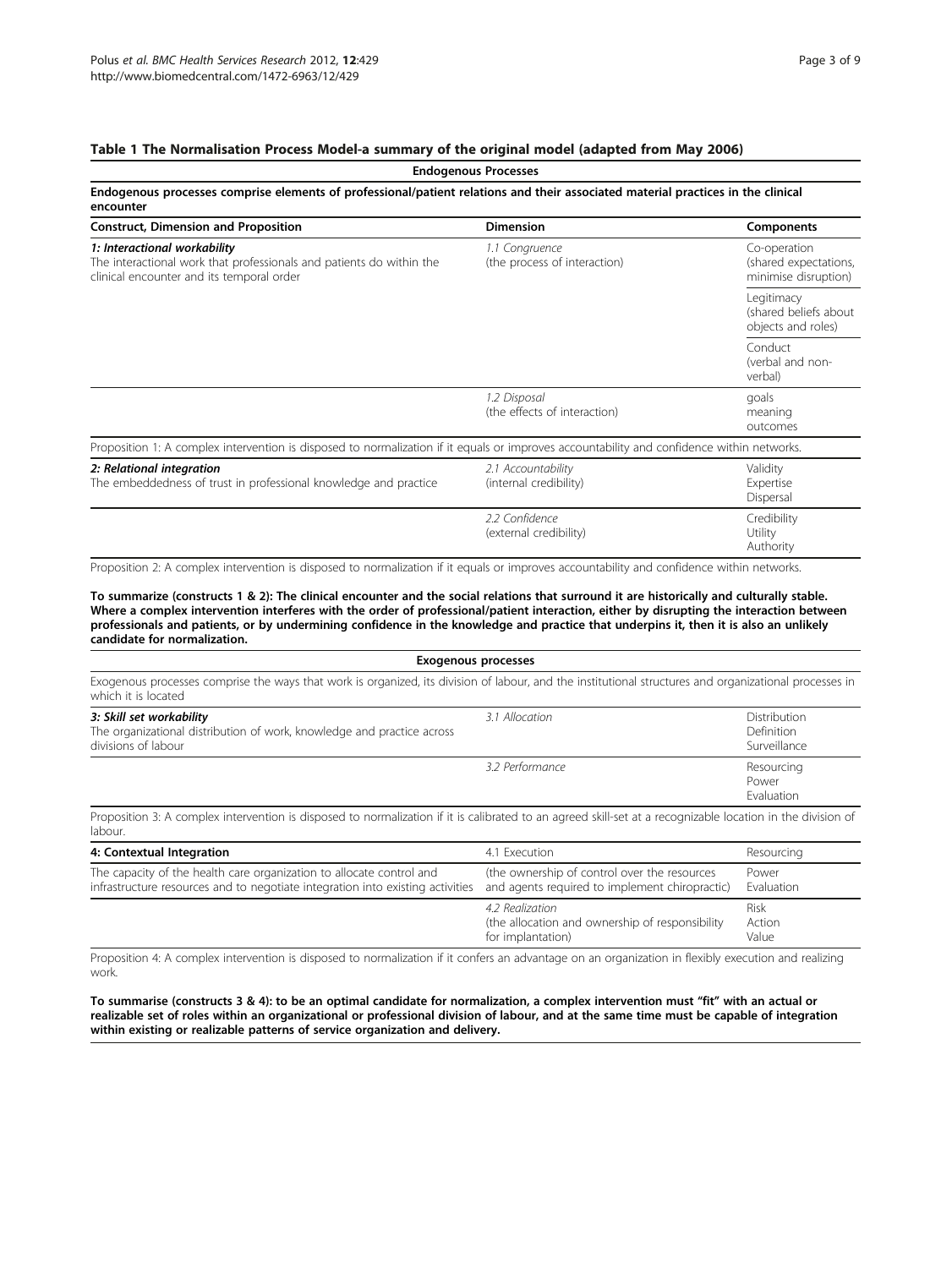**Table 1 The Normalisation Process Model-a summary of the original model (adapted from May 2006)**

| Construct, Dimension and Proposition | Dimension | Components |
|---|---|---|
| **Endogenous Processes** | | |
| **Endogenous processes comprise elements of professional/patient relations and their associated material practices in the clinical encounter** | | |
| ***1: Interactional workability*** The interactional work that professionals and patients do within the clinical encounter and its temporal order | *1.1 Congruence* (the process of interaction) | Co-operation (shared expectations, minimise disruption) |
| | | Legitimacy (shared beliefs about objects and roles) |
| | | Conduct (verbal and non-verbal) |
| | *1.2 Disposal* (the effects of interaction) | goals meaning outcomes |
| Proposition 1: A complex intervention is disposed to normalization if it equals or improves accountability and confidence within networks. | | |
| ***2: Relational integration*** The embeddedness of trust in professional knowledge and practice | *2.1 Accountability* (internal credibility) | Validity Expertise Dispersal |
| | *2.2 Confidence* (external credibility) | Credibility Utility Authority |
| Proposition 2: A complex intervention is disposed to normalization if it equals or improves accountability and confidence within networks. | | |
| **To summarize (constructs 1 & 2): The clinical encounter and the social relations that surround it are historically and culturally stable. Where a complex intervention interferes with the order of professional/patient interaction, either by disrupting the interaction between professionals and patients, or by undermining confidence in the knowledge and practice that underpins it, then it is also an unlikely candidate for normalization.** | | |
| **Exogenous processes** | | |
| Exogenous processes comprise the ways that work is organized, its division of labour, and the institutional structures and organizational processes in which it is located | | |
| ***3: Skill set workability*** The organizational distribution of work, knowledge and practice across divisions of labour | *3.1 Allocation* | Distribution Definition Surveillance |
| | *3.2 Performance* | Resourcing Power Evaluation |
| Proposition 3: A complex intervention is disposed to normalization if it is calibrated to an agreed skill-set at a recognizable location in the division of labour. | | |
| **4: Contextual Integration** The capacity of the health care organization to allocate control and infrastructure resources and to negotiate integration into existing activities | 4.1 Execution (the ownership of control over the resources and agents required to implement chiropractic) | Resourcing Power Evaluation |
| | 4.2 Realization (the allocation and ownership of responsibility for implantation) | Risk Action Value |
| Proposition 4: A complex intervention is disposed to normalization if it confers an advantage on an organization in flexibly execution and realizing work. | | |
| **To summarise (constructs 3 & 4): to be an optimal candidate for normalization, a complex intervention must "fit" with an actual or realizable set of roles within an organizational or professional division of labour, and at the same time must be capable of integration within existing or realizable patterns of service organization and delivery.** | | |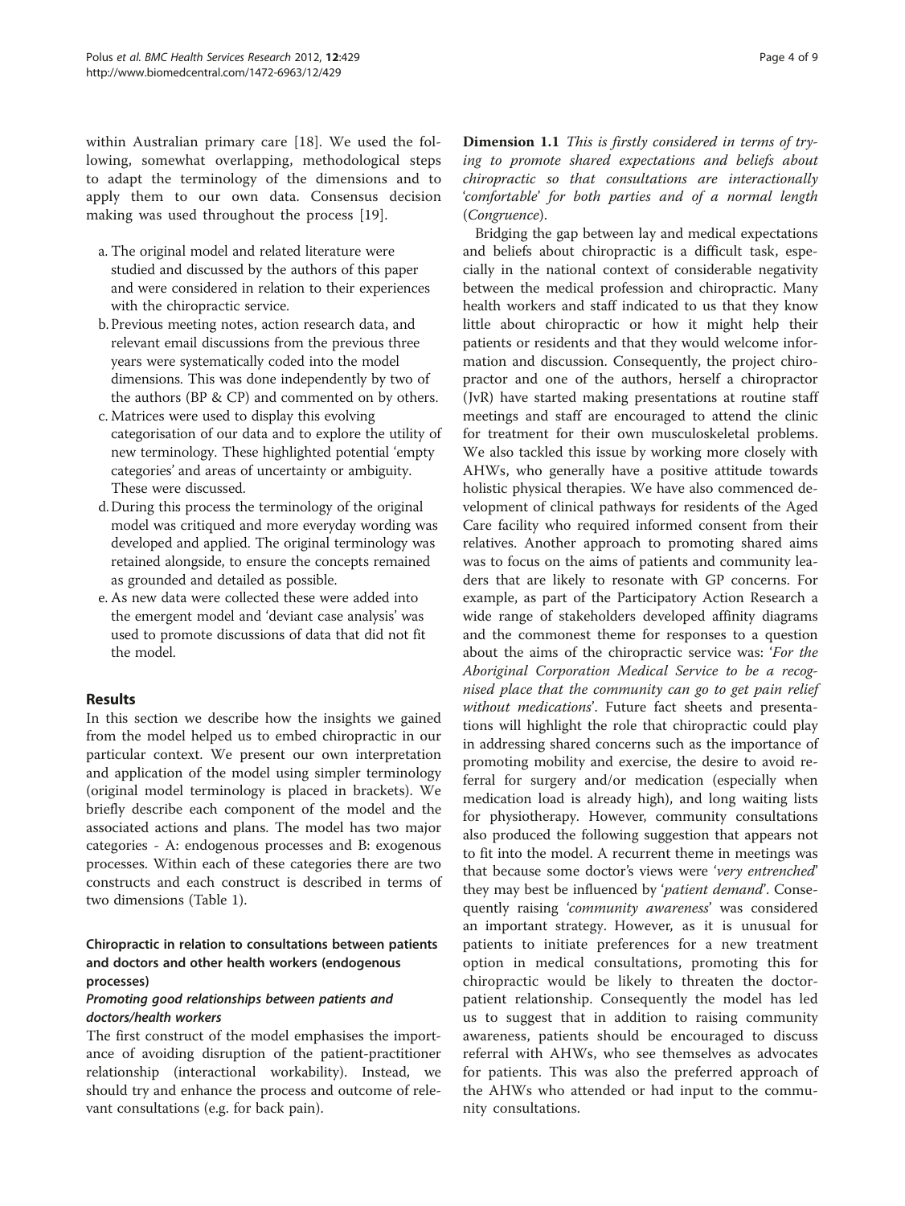within Australian primary care [18]. We used the following, somewhat overlapping, methodological steps to adapt the terminology of the dimensions and to apply them to our own data. Consensus decision making was used throughout the process [19].

a. The original model and related literature were studied and discussed by the authors of this paper and were considered in relation to their experiences with the chiropractic service.
b. Previous meeting notes, action research data, and relevant email discussions from the previous three years were systematically coded into the model dimensions. This was done independently by two of the authors (BP & CP) and commented on by others.
c. Matrices were used to display this evolving categorisation of our data and to explore the utility of new terminology. These highlighted potential 'empty categories' and areas of uncertainty or ambiguity. These were discussed.
d. During this process the terminology of the original model was critiqued and more everyday wording was developed and applied. The original terminology was retained alongside, to ensure the concepts remained as grounded and detailed as possible.
e. As new data were collected these were added into the emergent model and 'deviant case analysis' was used to promote discussions of data that did not fit the model.

## Results

In this section we describe how the insights we gained from the model helped us to embed chiropractic in our particular context. We present our own interpretation and application of the model using simpler terminology (original model terminology is placed in brackets). We briefly describe each component of the model and the associated actions and plans. The model has two major categories - A: endogenous processes and B: exogenous processes. Within each of these categories there are two constructs and each construct is described in terms of two dimensions (Table 1).

### Chiropractic in relation to consultations between patients and doctors and other health workers (endogenous processes)

#### *Promoting good relationships between patients and doctors/health workers*

The first construct of the model emphasises the importance of avoiding disruption of the patient-practitioner relationship (interactional workability). Instead, we should try and enhance the process and outcome of relevant consultations (e.g. for back pain).

**Dimension 1.1** *This is firstly considered in terms of trying to promote shared expectations and beliefs about chiropractic so that consultations are interactionally 'comfortable' for both parties and of a normal length (Congruence).*

Bridging the gap between lay and medical expectations and beliefs about chiropractic is a difficult task, especially in the national context of considerable negativity between the medical profession and chiropractic. Many health workers and staff indicated to us that they know little about chiropractic or how it might help their patients or residents and that they would welcome information and discussion. Consequently, the project chiropractor and one of the authors, herself a chiropractor (JvR) have started making presentations at routine staff meetings and staff are encouraged to attend the clinic for treatment for their own musculoskeletal problems. We also tackled this issue by working more closely with AHWs, who generally have a positive attitude towards holistic physical therapies. We have also commenced development of clinical pathways for residents of the Aged Care facility who required informed consent from their relatives. Another approach to promoting shared aims was to focus on the aims of patients and community leaders that are likely to resonate with GP concerns. For example, as part of the Participatory Action Research a wide range of stakeholders developed affinity diagrams and the commonest theme for responses to a question about the aims of the chiropractic service was: '*For the Aboriginal Corporation Medical Service to be a recognised place that the community can go to get pain relief without medications*'. Future fact sheets and presentations will highlight the role that chiropractic could play in addressing shared concerns such as the importance of promoting mobility and exercise, the desire to avoid referral for surgery and/or medication (especially when medication load is already high), and long waiting lists for physiotherapy. However, community consultations also produced the following suggestion that appears not to fit into the model. A recurrent theme in meetings was that because some doctor's views were '*very entrenched*' they may best be influenced by '*patient demand*'. Consequently raising '*community awareness*' was considered an important strategy. However, as it is unusual for patients to initiate preferences for a new treatment option in medical consultations, promoting this for chiropractic would be likely to threaten the doctor-patient relationship. Consequently the model has led us to suggest that in addition to raising community awareness, patients should be encouraged to discuss referral with AHWs, who see themselves as advocates for patients. This was also the preferred approach of the AHWs who attended or had input to the community consultations.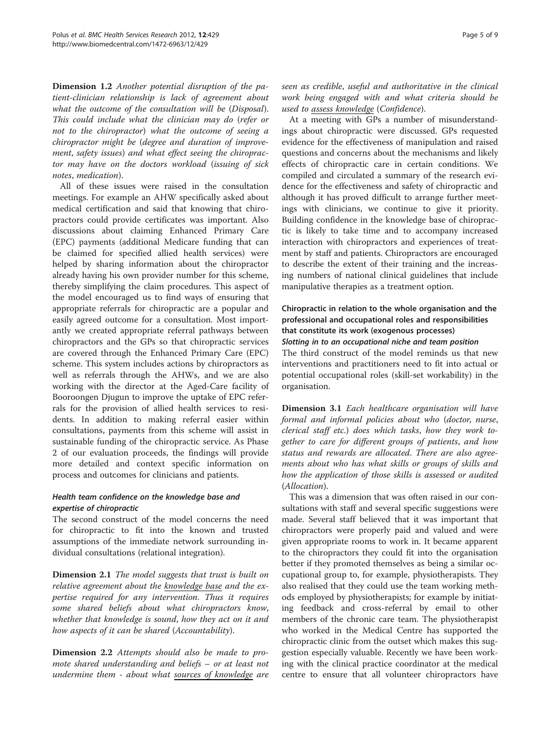**Dimension 1.2** *Another potential disruption of the patient-clinician relationship is lack of agreement about what the outcome of the consultation will be (Disposal). This could include what the clinician may do (refer or not to the chiropractor) what the outcome of seeing a chiropractor might be (degree and duration of improvement, safety issues) and what effect seeing the chiropractor may have on the doctors workload (issuing of sick notes, medication).*

All of these issues were raised in the consultation meetings. For example an AHW specifically asked about medical certification and said that knowing that chiropractors could provide certificates was important. Also discussions about claiming Enhanced Primary Care (EPC) payments (additional Medicare funding that can be claimed for specified allied health services) were helped by sharing information about the chiropractor already having his own provider number for this scheme, thereby simplifying the claim procedures. This aspect of the model encouraged us to find ways of ensuring that appropriate referrals for chiropractic are a popular and easily agreed outcome for a consultation. Most importantly we created appropriate referral pathways between chiropractors and the GPs so that chiropractic services are covered through the Enhanced Primary Care (EPC) scheme. This system includes actions by chiropractors as well as referrals through the AHWs, and we are also working with the director at the Aged-Care facility of Booroongen Djugun to improve the uptake of EPC referrals for the provision of allied health services to residents. In addition to making referral easier within consultations, payments from this scheme will assist in sustainable funding of the chiropractic service. As Phase 2 of our evaluation proceeds, the findings will provide more detailed and context specific information on process and outcomes for clinicians and patients.

#### *Health team confidence on the knowledge base and expertise of chiropractic*

The second construct of the model concerns the need for chiropractic to fit into the known and trusted assumptions of the immediate network surrounding individual consultations (relational integration).

**Dimension 2.1** *The model suggests that trust is built on relative agreement about the knowledge base and the expertise required for any intervention. Thus it requires some shared beliefs about what chiropractors know, whether that knowledge is sound, how they act on it and how aspects of it can be shared (Accountability).*

**Dimension 2.2** *Attempts should also be made to promote shared understanding and beliefs – or at least not undermine them - about what sources of knowledge are seen as credible, useful and authoritative in the clinical work being engaged with and what criteria should be used to assess knowledge (Confidence).*

At a meeting with GPs a number of misunderstandings about chiropractic were discussed. GPs requested evidence for the effectiveness of manipulation and raised questions and concerns about the mechanisms and likely effects of chiropractic care in certain conditions. We compiled and circulated a summary of the research evidence for the effectiveness and safety of chiropractic and although it has proved difficult to arrange further meetings with clinicians, we continue to give it priority. Building confidence in the knowledge base of chiropractic is likely to take time and to accompany increased interaction with chiropractors and experiences of treatment by staff and patients. Chiropractors are encouraged to describe the extent of their training and the increasing numbers of national clinical guidelines that include manipulative therapies as a treatment option.

### Chiropractic in relation to the whole organisation and the professional and occupational roles and responsibilities that constitute its work (exogenous processes)

#### *Slotting in to an occupational niche and team position*

The third construct of the model reminds us that new interventions and practitioners need to fit into actual or potential occupational roles (skill-set workability) in the organisation.

**Dimension 3.1** *Each healthcare organisation will have formal and informal policies about who (doctor, nurse, clerical staff etc.) does which tasks, how they work together to care for different groups of patients, and how status and rewards are allocated. There are also agreements about who has what skills or groups of skills and how the application of those skills is assessed or audited (Allocation).*

This was a dimension that was often raised in our consultations with staff and several specific suggestions were made. Several staff believed that it was important that chiropractors were properly paid and valued and were given appropriate rooms to work in. It became apparent to the chiropractors they could fit into the organisation better if they promoted themselves as being a similar occupational group to, for example, physiotherapists. They also realised that they could use the team working methods employed by physiotherapists; for example by initiating feedback and cross-referral by email to other members of the chronic care team. The physiotherapist who worked in the Medical Centre has supported the chiropractic clinic from the outset which makes this suggestion especially valuable. Recently we have been working with the clinical practice coordinator at the medical centre to ensure that all volunteer chiropractors have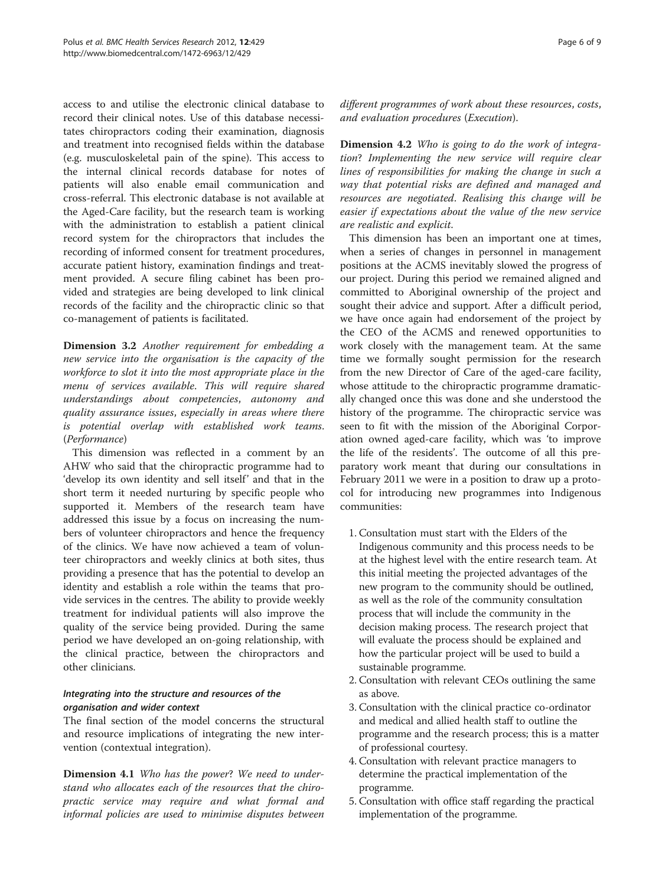access to and utilise the electronic clinical database to record their clinical notes. Use of this database necessitates chiropractors coding their examination, diagnosis and treatment into recognised fields within the database (e.g. musculoskeletal pain of the spine). This access to the internal clinical records database for notes of patients will also enable email communication and cross-referral. This electronic database is not available at the Aged-Care facility, but the research team is working with the administration to establish a patient clinical record system for the chiropractors that includes the recording of informed consent for treatment procedures, accurate patient history, examination findings and treatment provided. A secure filing cabinet has been provided and strategies are being developed to link clinical records of the facility and the chiropractic clinic so that co-management of patients is facilitated.

**Dimension 3.2** *Another requirement for embedding a new service into the organisation is the capacity of the workforce to slot it into the most appropriate place in the menu of services available. This will require shared understandings about competencies, autonomy and quality assurance issues, especially in areas where there is potential overlap with established work teams.* (*Performance*)

This dimension was reflected in a comment by an AHW who said that the chiropractic programme had to 'develop its own identity and sell itself' and that in the short term it needed nurturing by specific people who supported it. Members of the research team have addressed this issue by a focus on increasing the numbers of volunteer chiropractors and hence the frequency of the clinics. We have now achieved a team of volunteer chiropractors and weekly clinics at both sites, thus providing a presence that has the potential to develop an identity and establish a role within the teams that provide services in the centres. The ability to provide weekly treatment for individual patients will also improve the quality of the service being provided. During the same period we have developed an on-going relationship, with the clinical practice, between the chiropractors and other clinicians.

### Integrating into the structure and resources of the organisation and wider context

The final section of the model concerns the structural and resource implications of integrating the new intervention (contextual integration).

**Dimension 4.1** *Who has the power? We need to understand who allocates each of the resources that the chiropractic service may require and what formal and informal policies are used to minimise disputes between different programmes of work about these resources, costs, and evaluation procedures* (*Execution*).

**Dimension 4.2** *Who is going to do the work of integration? Implementing the new service will require clear lines of responsibilities for making the change in such a way that potential risks are defined and managed and resources are negotiated. Realising this change will be easier if expectations about the value of the new service are realistic and explicit.*

This dimension has been an important one at times, when a series of changes in personnel in management positions at the ACMS inevitably slowed the progress of our project. During this period we remained aligned and committed to Aboriginal ownership of the project and sought their advice and support. After a difficult period, we have once again had endorsement of the project by the CEO of the ACMS and renewed opportunities to work closely with the management team. At the same time we formally sought permission for the research from the new Director of Care of the aged-care facility, whose attitude to the chiropractic programme dramatically changed once this was done and she understood the history of the programme. The chiropractic service was seen to fit with the mission of the Aboriginal Corporation owned aged-care facility, which was 'to improve the life of the residents'. The outcome of all this preparatory work meant that during our consultations in February 2011 we were in a position to draw up a protocol for introducing new programmes into Indigenous communities:

1. Consultation must start with the Elders of the Indigenous community and this process needs to be at the highest level with the entire research team. At this initial meeting the projected advantages of the new program to the community should be outlined, as well as the role of the community consultation process that will include the community in the decision making process. The research project that will evaluate the process should be explained and how the particular project will be used to build a sustainable programme.
2. Consultation with relevant CEOs outlining the same as above.
3. Consultation with the clinical practice co-ordinator and medical and allied health staff to outline the programme and the research process; this is a matter of professional courtesy.
4. Consultation with relevant practice managers to determine the practical implementation of the programme.
5. Consultation with office staff regarding the practical implementation of the programme.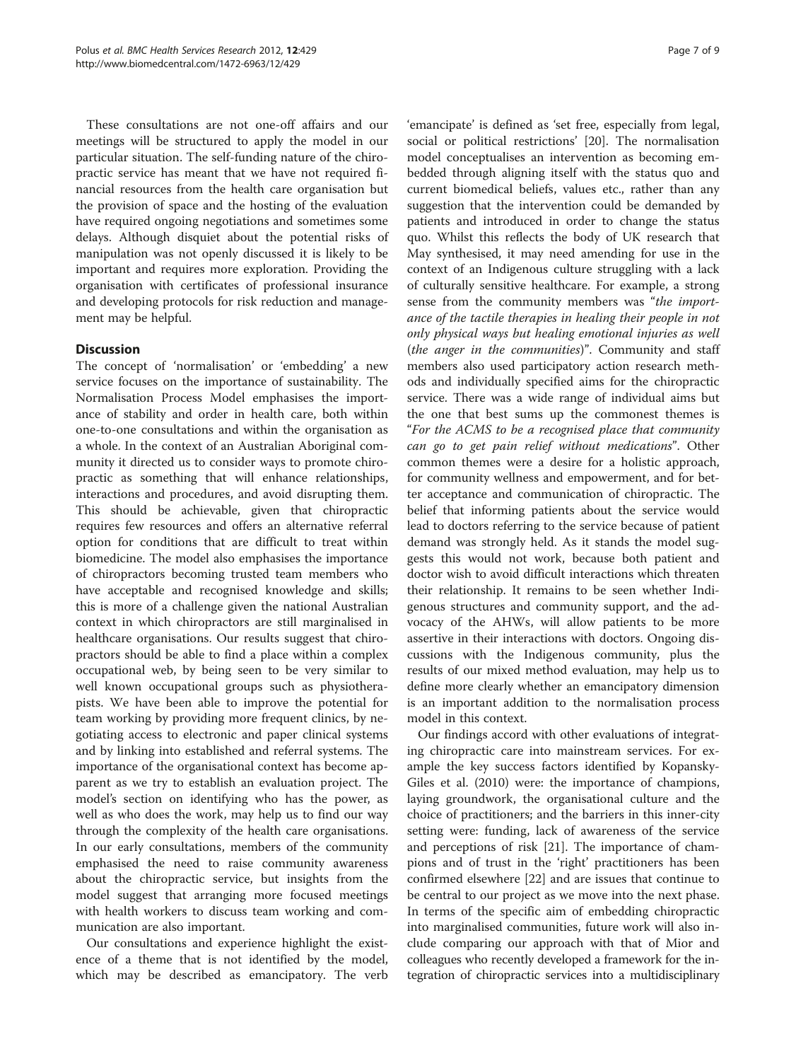These consultations are not one-off affairs and our meetings will be structured to apply the model in our particular situation. The self-funding nature of the chiropractic service has meant that we have not required financial resources from the health care organisation but the provision of space and the hosting of the evaluation have required ongoing negotiations and sometimes some delays. Although disquiet about the potential risks of manipulation was not openly discussed it is likely to be important and requires more exploration. Providing the organisation with certificates of professional insurance and developing protocols for risk reduction and management may be helpful.

## Discussion

The concept of 'normalisation' or 'embedding' a new service focuses on the importance of sustainability. The Normalisation Process Model emphasises the importance of stability and order in health care, both within one-to-one consultations and within the organisation as a whole. In the context of an Australian Aboriginal community it directed us to consider ways to promote chiropractic as something that will enhance relationships, interactions and procedures, and avoid disrupting them. This should be achievable, given that chiropractic requires few resources and offers an alternative referral option for conditions that are difficult to treat within biomedicine. The model also emphasises the importance of chiropractors becoming trusted team members who have acceptable and recognised knowledge and skills; this is more of a challenge given the national Australian context in which chiropractors are still marginalised in healthcare organisations. Our results suggest that chiropractors should be able to find a place within a complex occupational web, by being seen to be very similar to well known occupational groups such as physiotherapists. We have been able to improve the potential for team working by providing more frequent clinics, by negotiating access to electronic and paper clinical systems and by linking into established and referral systems. The importance of the organisational context has become apparent as we try to establish an evaluation project. The model's section on identifying who has the power, as well as who does the work, may help us to find our way through the complexity of the health care organisations. In our early consultations, members of the community emphasised the need to raise community awareness about the chiropractic service, but insights from the model suggest that arranging more focused meetings with health workers to discuss team working and communication are also important.

Our consultations and experience highlight the existence of a theme that is not identified by the model, which may be described as emancipatory. The verb 'emancipate' is defined as 'set free, especially from legal, social or political restrictions' [20]. The normalisation model conceptualises an intervention as becoming embedded through aligning itself with the status quo and current biomedical beliefs, values etc., rather than any suggestion that the intervention could be demanded by patients and introduced in order to change the status quo. Whilst this reflects the body of UK research that May synthesised, it may need amending for use in the context of an Indigenous culture struggling with a lack of culturally sensitive healthcare. For example, a strong sense from the community members was "*the importance of the tactile therapies in healing their people in not only physical ways but healing emotional injuries as well (the anger in the communities)*". Community and staff members also used participatory action research methods and individually specified aims for the chiropractic service. There was a wide range of individual aims but the one that best sums up the commonest themes is "*For the ACMS to be a recognised place that community can go to get pain relief without medications*". Other common themes were a desire for a holistic approach, for community wellness and empowerment, and for better acceptance and communication of chiropractic. The belief that informing patients about the service would lead to doctors referring to the service because of patient demand was strongly held. As it stands the model suggests this would not work, because both patient and doctor wish to avoid difficult interactions which threaten their relationship. It remains to be seen whether Indigenous structures and community support, and the advocacy of the AHWs, will allow patients to be more assertive in their interactions with doctors. Ongoing discussions with the Indigenous community, plus the results of our mixed method evaluation, may help us to define more clearly whether an emancipatory dimension is an important addition to the normalisation process model in this context.

Our findings accord with other evaluations of integrating chiropractic care into mainstream services. For example the key success factors identified by Kopansky-Giles et al. (2010) were: the importance of champions, laying groundwork, the organisational culture and the choice of practitioners; and the barriers in this inner-city setting were: funding, lack of awareness of the service and perceptions of risk [21]. The importance of champions and of trust in the 'right' practitioners has been confirmed elsewhere [22] and are issues that continue to be central to our project as we move into the next phase. In terms of the specific aim of embedding chiropractic into marginalised communities, future work will also include comparing our approach with that of Mior and colleagues who recently developed a framework for the integration of chiropractic services into a multidisciplinary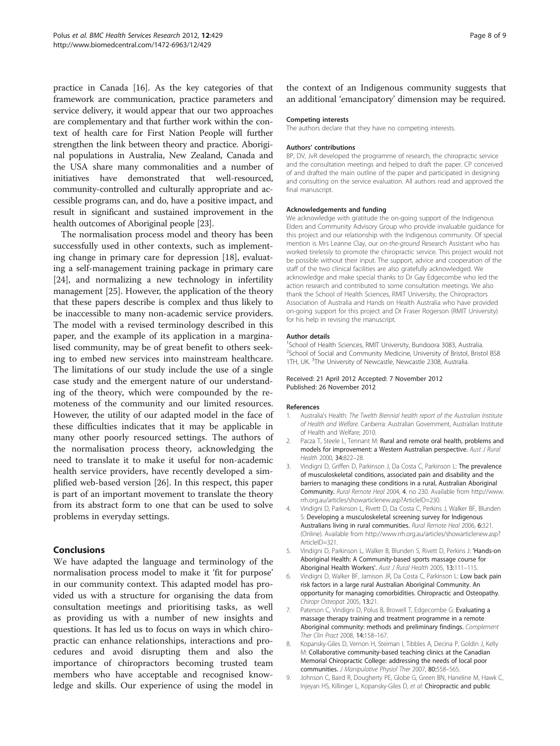practice in Canada [16]. As the key categories of that framework are communication, practice parameters and service delivery, it would appear that our two approaches are complementary and that further work within the context of health care for First Nation People will further strengthen the link between theory and practice. Aboriginal populations in Australia, New Zealand, Canada and the USA share many commonalities and a number of initiatives have demonstrated that well-resourced, community-controlled and culturally appropriate and accessible programs can, and do, have a positive impact, and result in significant and sustained improvement in the health outcomes of Aboriginal people [23].

The normalisation process model and theory has been successfully used in other contexts, such as implementing change in primary care for depression [18], evaluating a self-management training package in primary care [24], and normalizing a new technology in infertility management [25]. However, the application of the theory that these papers describe is complex and thus likely to be inaccessible to many non-academic service providers. The model with a revised terminology described in this paper, and the example of its application in a marginalised community, may be of great benefit to others seeking to embed new services into mainstream healthcare. The limitations of our study include the use of a single case study and the emergent nature of our understanding of the theory, which were compounded by the remoteness of the community and our limited resources. However, the utility of our adapted model in the face of these difficulties indicates that it may be applicable in many other poorly resourced settings. The authors of the normalisation process theory, acknowledging the need to translate it to make it useful for non-academic health service providers, have recently developed a simplified web-based version [26]. In this respect, this paper is part of an important movement to translate the theory from its abstract form to one that can be used to solve problems in everyday settings.

## Conclusions

We have adapted the language and terminology of the normalisation process model to make it 'fit for purpose' in our community context. This adapted model has provided us with a structure for organising the data from consultation meetings and prioritising tasks, as well as providing us with a number of new insights and questions. It has led us to focus on ways in which chiropractic can enhance relationships, interactions and procedures and avoid disrupting them and also the importance of chiropractors becoming trusted team members who have acceptable and recognised knowledge and skills. Our experience of using the model in the context of an Indigenous community suggests that an additional 'emancipatory' dimension may be required.

#### Competing interests

The authors declare that they have no competing interests.

#### Authors' contributions

BP, DV, JvR developed the programme of research, the chiropractic service and the consultation meetings and helped to draft the paper. CP conceived of and drafted the main outline of the paper and participated in designing and consulting on the service evaluation. All authors read and approved the final manuscript.

#### Acknowledgements and funding

We acknowledge with gratitude the on-going support of the Indigenous Elders and Community Advisory Group who provide invaluable guidance for this project and our relationship with the Indigenous community. Of special mention is Mrs Leanne Clay, our *on-the-ground* Research Assistant who has worked tirelessly to promote the chiropractic service. This project would not be possible without their input. The support, advice and cooperation of the staff of the two clinical facilities are also gratefully acknowledged. We acknowledge and make special thanks to Dr Gay Edgecombe who led the action research and contributed to some consultation meetings. We also thank the School of Health Sciences, RMIT University, the Chiropractors Association of Australia and Hands on Health Australia who have provided on-going support for this project and Dr Fraser Rogerson (RMIT University) for his help in revising the manuscript.

#### Author details

[1]School of Health Sciences, RMIT University, Bundoora 3083, Australia. [2]School of Social and Community Medicine, University of Bristol, Bristol BS8 1TH, UK. [3]The University of Newcastle, Newcastle 2308, Australia.

Received: 21 April 2012 Accepted: 7 November 2012
Published: 26 November 2012

#### References

1. Australia's Health: *The Twelth Biennial health report of the Australian Institute of Health and Welfare*. Canberra: Australian Government, Australian Institute of Health and Welfare; 2010.
2. Pacza T, Steele L, Tennant M: **Rural and remote oral health, problems and models for improvement: a Western Australian perspective.** *Aust J Rural Health* 2000, **34:**822–28.
3. Vindigni D, Griffen D, Parkinson J, Da Costa C, Parkinson L: **The prevalence of musculoskeletal conditions, associated pain and disability and the barriers to managing these conditions in a rural, Australian Aboriginal Community.** *Rural Remote Heal* 2004, **4**. no 230. Available from http://www.rrh.org.au/articles/showarticlenew.asp?ArticleID=230.
4. Vindigni D, Parkinson L, Rivett D, Da Costa C, Perkins J, Walker BF, Blunden S: **Developing a musculoskeletal screening survey for Indigenous Australians living in rural communities.** *Rural Remote Heal* 2006, **6:**321. (Online). Available from http://www.rrh.org.au/articles/showarticlenew.asp?ArticleID=321.
5. Vindigni D, Parkinson L, Walker B, Blunden S, Rivett D, Perkins J: **'Hands-on Aboriginal Health: A Community-based sports massage course for Aboriginal Health Workers'.** *Aust J Rural Health* 2005, **13:**111–115.
6. Vindigni D, Walker BF, Jamison JR, Da Costa C, Parkinson L: **Low back pain risk factors in a large rural Australian Aboriginal Community. An opportunity for managing comorbidities. Chiropractic and Osteopathy.** *Chiropr Osteopat* 2005, **13:**21.
7. Paterson C, Vindigni D, Polus B, Browell T, Edgecombe G: **Evaluating a massage therapy training and treatment programme in a remote Aboriginal community: methods and preliminary findings.** *Complement Ther Clin Pract* 2008, **14:**158–167.
8. Kopansky-Giles D, Vernon H, Steiman I, Tibbles A, Decina P, Goldin J, Kelly M: **Collaborative community-based teaching clinics at the Canadian Memorial Chiropractic College: addressing the needs of local poor communities.** *J Manipulative Physiol Ther* 2007, **80:**558–565.
9. Johnson C, Baird R, Dougherty PE, Globe G, Green BN, Haneline M, Hawk C, Injeyan HS, Killinger L, Kopansky-Giles D, *et al*: **Chiropractic and public**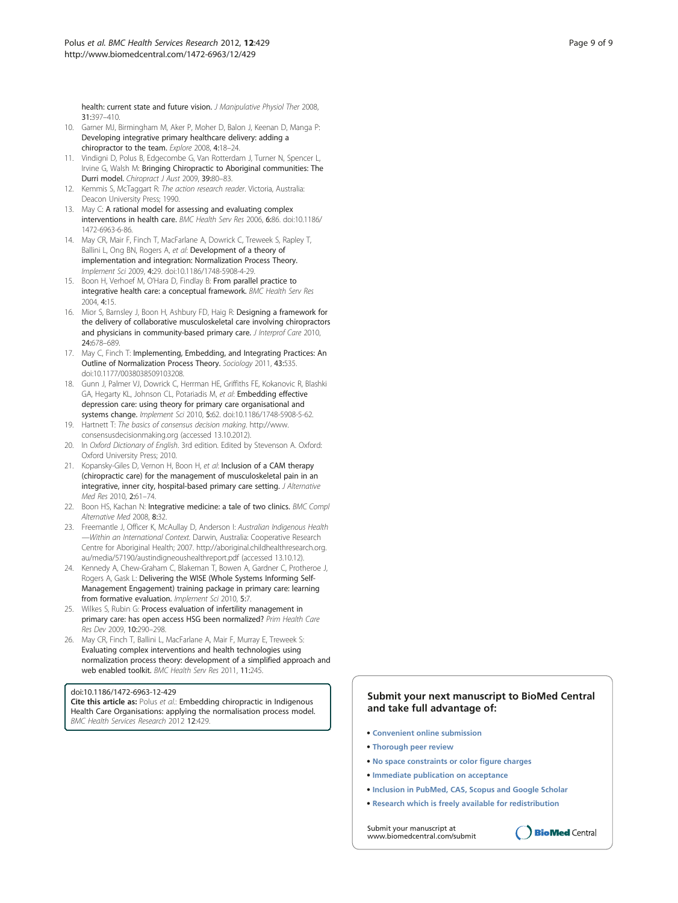health: current state and future vision. *J Manipulative Physiol Ther* 2008, **31**:397–410.

10. Garner MJ, Birmingham M, Aker P, Moher D, Balon J, Keenan D, Manga P: **Developing integrative primary healthcare delivery: adding a chiropractor to the team.** *Explore* 2008, **4**:18–24.
11. Vindigni D, Polus B, Edgecombe G, Van Rotterdam J, Turner N, Spencer L, Irvine G, Walsh M: **Bringing Chiropractic to Aboriginal communities: The Durri model.** *Chiropract J Aust* 2009, **39**:80–83.
12. Kemmis S, McTaggart R: *The action research reader*. Victoria, Australia: Deacon University Press; 1990.
13. May C: **A rational model for assessing and evaluating complex interventions in health care.** *BMC Health Serv Res* 2006, **6**:86. doi:10.1186/1472-6963-6-86.
14. May CR, Mair F, Finch T, MacFarlane A, Dowrick C, Treweek S, Rapley T, Ballini L, Ong BN, Rogers A, *et al*: **Development of a theory of implementation and integration: Normalization Process Theory.** *Implement Sci* 2009, **4**:29. doi:10.1186/1748-5908-4-29.
15. Boon H, Verhoef M, O'Hara D, Findlay B: **From parallel practice to integrative health care: a conceptual framework.** *BMC Health Serv Res* 2004, **4**:15.
16. Mior S, Barnsley J, Boon H, Ashbury FD, Haig R: **Designing a framework for the delivery of collaborative musculoskeletal care involving chiropractors and physicians in community-based primary care.** *J Interprof Care* 2010, **24**:678–689.
17. May C, Finch T: **Implementing, Embedding, and Integrating Practices: An Outline of Normalization Process Theory.** *Sociology* 2011, **43**:535. doi:10.1177/0038038509103208.
18. Gunn J, Palmer VJ, Dowrick C, Herrman HE, Griffiths FE, Kokanovic R, Blashki GA, Hegarty KL, Johnson CL, Potariadis M, *et al*: **Embedding effective depression care: using theory for primary care organisational and systems change.** *Implement Sci* 2010, **5**:62. doi:10.1186/1748-5908-5-62.
19. Hartnett T: *The basics of consensus decision making*. http://www.consensusdecisionmaking.org (accessed 13.10.2012).
20. In *Oxford Dictionary of English*. 3rd edition. Edited by Stevenson A. Oxford: Oxford University Press; 2010.
21. Kopansky-Giles D, Vernon H, Boon H, *et al*: **Inclusion of a CAM therapy (chiropractic care) for the management of musculoskeletal pain in an integrative, inner city, hospital-based primary care setting.** *J Alternative Med Res* 2010, **2**:61–74.
22. Boon HS, Kachan N: **Integrative medicine: a tale of two clinics.** *BMC Compl Alternative Med* 2008, **8**:32.
23. Freemantle J, Officer K, McAullay D, Anderson I: *Australian Indigenous Health —Within an International Context*. Darwin, Australia: Cooperative Research Centre for Aboriginal Health; 2007. http://aboriginal.childhealthresearch.org.au/media/57190/austindigneoushealthreport.pdf (accessed 13.10.12).
24. Kennedy A, Chew-Graham C, Blakeman T, Bowen A, Gardner C, Protheroe J, Rogers A, Gask L: **Delivering the WISE (Whole Systems Informing Self-Management Engagement) training package in primary care: learning from formative evaluation.** *Implement Sci* 2010, **5**:7.
25. Wilkes S, Rubin G: **Process evaluation of infertility management in primary care: has open access HSG been normalized?** *Prim Health Care Res Dev* 2009, **10**:290–298.
26. May CR, Finch T, Ballini L, MacFarlane A, Mair F, Murray E, Treweek S: **Evaluating complex interventions and health technologies using normalization process theory: development of a simplified approach and web enabled toolkit.** *BMC Health Serv Res* 2011, **11**:245.

doi:10.1186/1472-6963-12-429
**Cite this article as:** Polus *et al.*: Embedding chiropractic in Indigenous Health Care Organisations: applying the normalisation process model. *BMC Health Services Research* 2012 **12**:429.

**Submit your next manuscript to BioMed Central and take full advantage of:**

- **Convenient online submission**
- **Thorough peer review**
- **No space constraints or color figure charges**
- **Immediate publication on acceptance**
- **Inclusion in PubMed, CAS, Scopus and Google Scholar**
- **Research which is freely available for redistribution**

Submit your manuscript at
www.biomedcentral.com/submit

BioMed Central